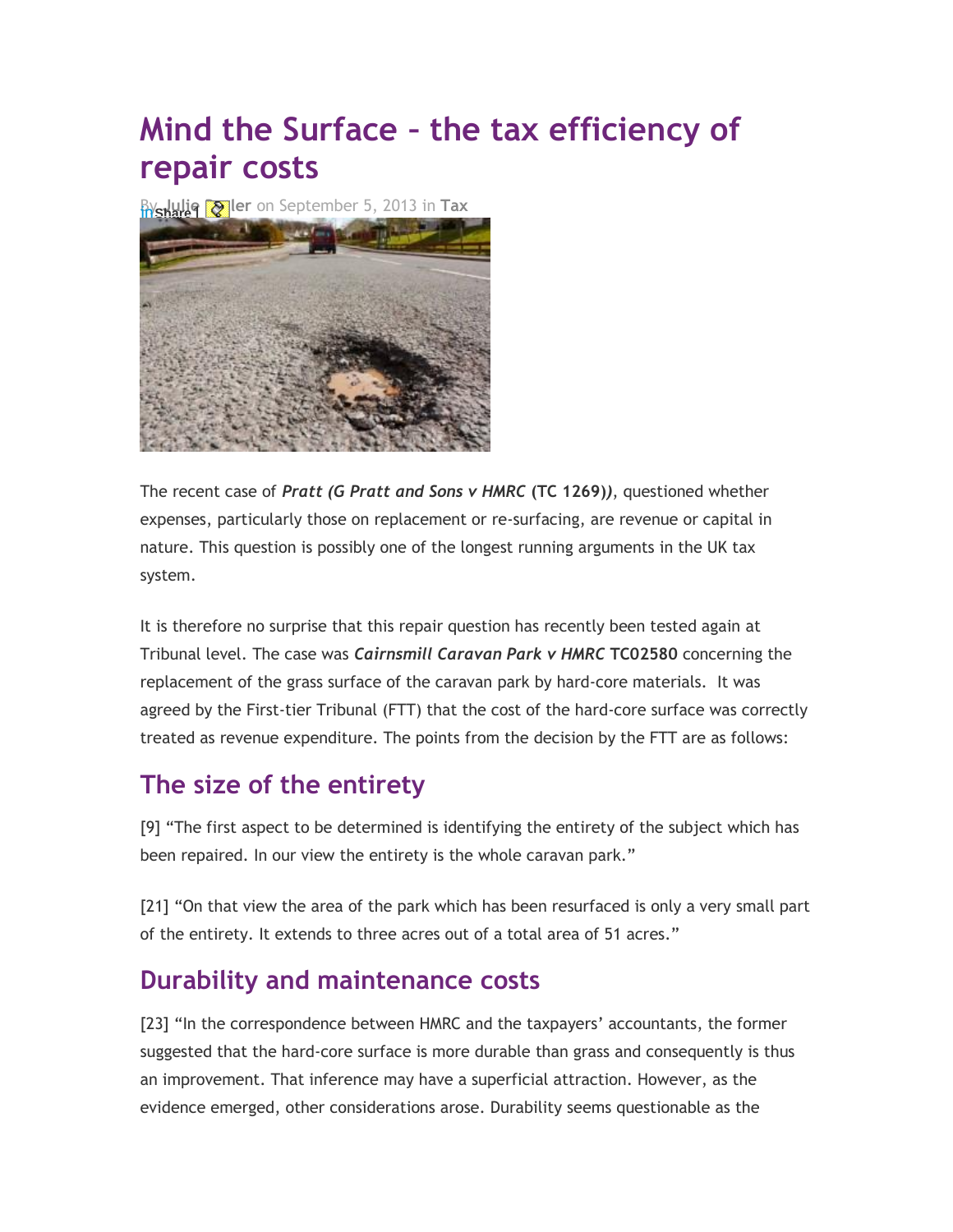# Mind the Surface – the tax efficiency of repair costs

By Julie Butler on September 5, 2013 in Tax

The recent case of ***Pratt (G Pratt and Sons v HMRC* (TC 1269)*)***, questioned whether expenses, particularly those on replacement or re-surfacing, are revenue or capital in nature. This question is possibly one of the longest running arguments in the UK tax system.

It is therefore no surprise that this repair question has recently been tested again at Tribunal level. The case was ***Cairnsmill Caravan Park v HMRC* TC02580** concerning the replacement of the grass surface of the caravan park by hard-core materials. It was agreed by the First-tier Tribunal (FTT) that the cost of the hard-core surface was correctly treated as revenue expenditure. The points from the decision by the FTT are as follows:

## The size of the entirety

[9] "The first aspect to be determined is identifying the entirety of the subject which has been repaired. In our view the entirety is the whole caravan park."

[21] "On that view the area of the park which has been resurfaced is only a very small part of the entirety. It extends to three acres out of a total area of 51 acres."

## Durability and maintenance costs

[23] "In the correspondence between HMRC and the taxpayers' accountants, the former suggested that the hard-core surface is more durable than grass and consequently is thus an improvement. That inference may have a superficial attraction. However, as the evidence emerged, other considerations arose. Durability seems questionable as the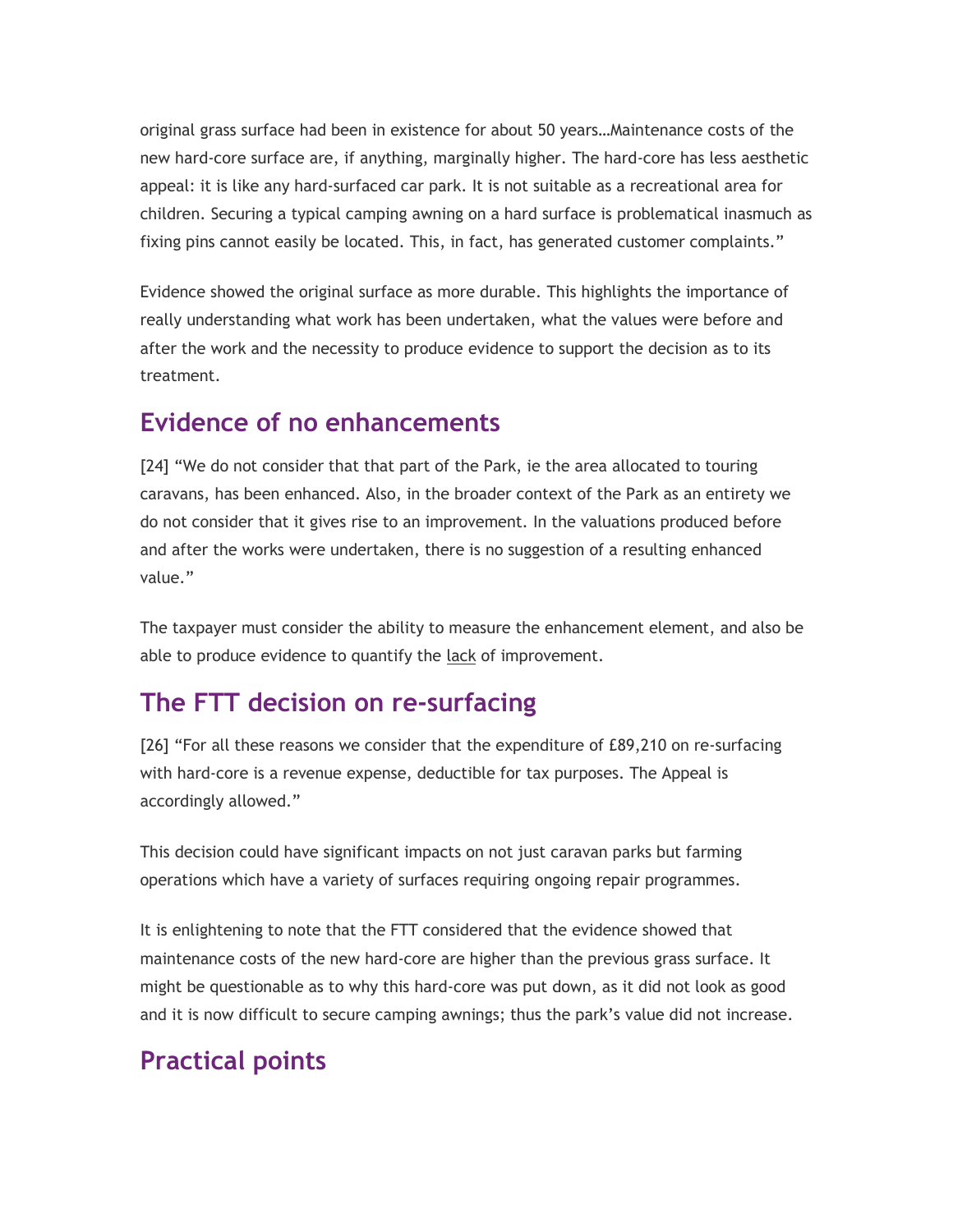original grass surface had been in existence for about 50 years…Maintenance costs of the new hard-core surface are, if anything, marginally higher. The hard-core has less aesthetic appeal: it is like any hard-surfaced car park. It is not suitable as a recreational area for children. Securing a typical camping awning on a hard surface is problematical inasmuch as fixing pins cannot easily be located. This, in fact, has generated customer complaints."

Evidence showed the original surface as more durable. This highlights the importance of really understanding what work has been undertaken, what the values were before and after the work and the necessity to produce evidence to support the decision as to its treatment.

## Evidence of no enhancements

[24] "We do not consider that that part of the Park, ie the area allocated to touring caravans, has been enhanced. Also, in the broader context of the Park as an entirety we do not consider that it gives rise to an improvement. In the valuations produced before and after the works were undertaken, there is no suggestion of a resulting enhanced value."

The taxpayer must consider the ability to measure the enhancement element, and also be able to produce evidence to quantify the lack of improvement.

## The FTT decision on re-surfacing

[26] "For all these reasons we consider that the expenditure of £89,210 on re-surfacing with hard-core is a revenue expense, deductible for tax purposes. The Appeal is accordingly allowed."

This decision could have significant impacts on not just caravan parks but farming operations which have a variety of surfaces requiring ongoing repair programmes.

It is enlightening to note that the FTT considered that the evidence showed that maintenance costs of the new hard-core are higher than the previous grass surface. It might be questionable as to why this hard-core was put down, as it did not look as good and it is now difficult to secure camping awnings; thus the park's value did not increase.

## Practical points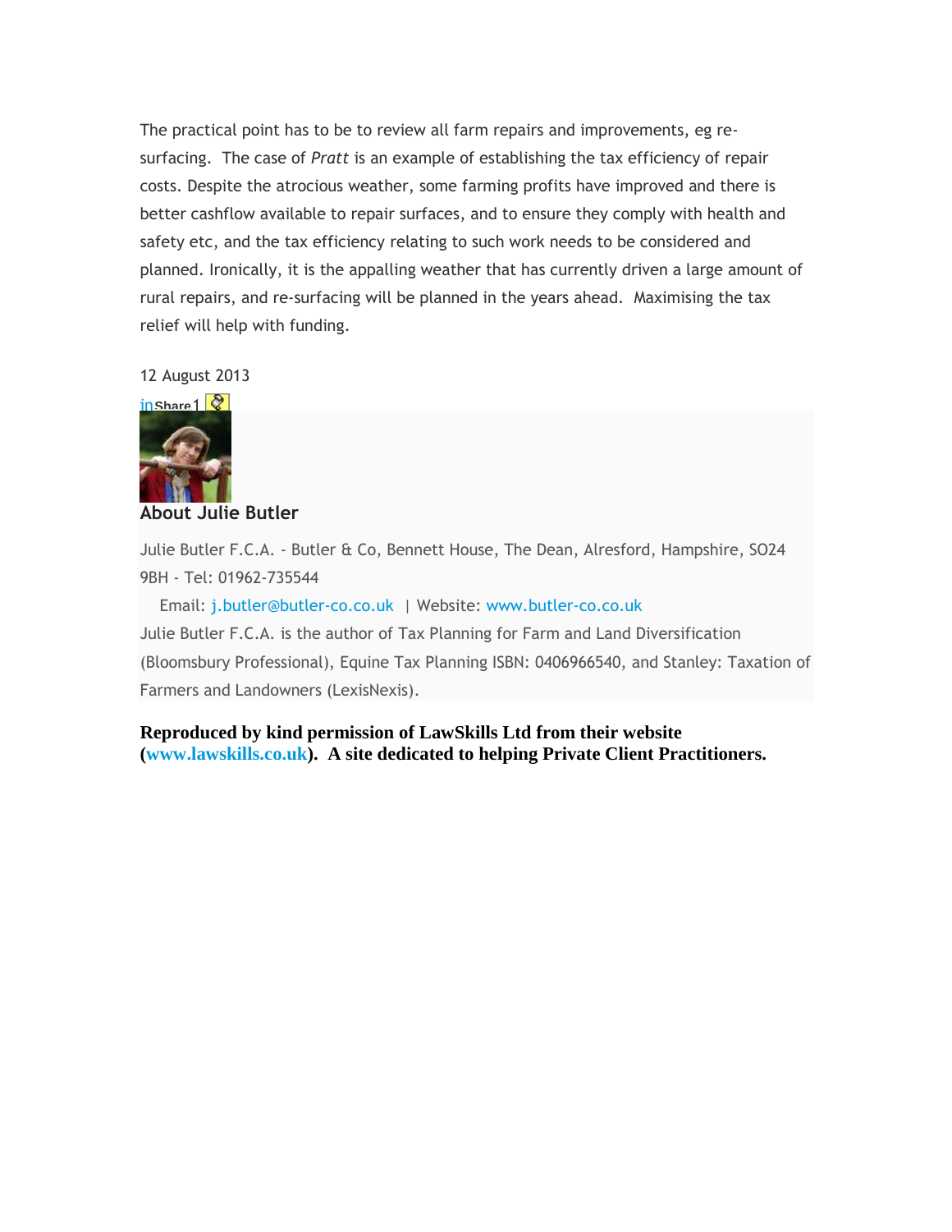The practical point has to be to review all farm repairs and improvements, eg re-surfacing. The case of *Pratt* is an example of establishing the tax efficiency of repair costs. Despite the atrocious weather, some farming profits have improved and there is better cashflow available to repair surfaces, and to ensure they comply with health and safety etc, and the tax efficiency relating to such work needs to be considered and planned. Ironically, it is the appalling weather that has currently driven a large amount of rural repairs, and re-surfacing will be planned in the years ahead. Maximising the tax relief will help with funding.

12 August 2013

inShare 1

### About Julie Butler

Julie Butler F.C.A. - Butler & Co, Bennett House, The Dean, Alresford, Hampshire, SO24 9BH - Tel: 01962-735544

Email: j.butler@butler-co.co.uk | Website: www.butler-co.co.uk

Julie Butler F.C.A. is the author of Tax Planning for Farm and Land Diversification (Bloomsbury Professional), Equine Tax Planning ISBN: 0406966540, and Stanley: Taxation of Farmers and Landowners (LexisNexis).

**Reproduced by kind permission of LawSkills Ltd from their website (www.lawskills.co.uk). A site dedicated to helping Private Client Practitioners.**